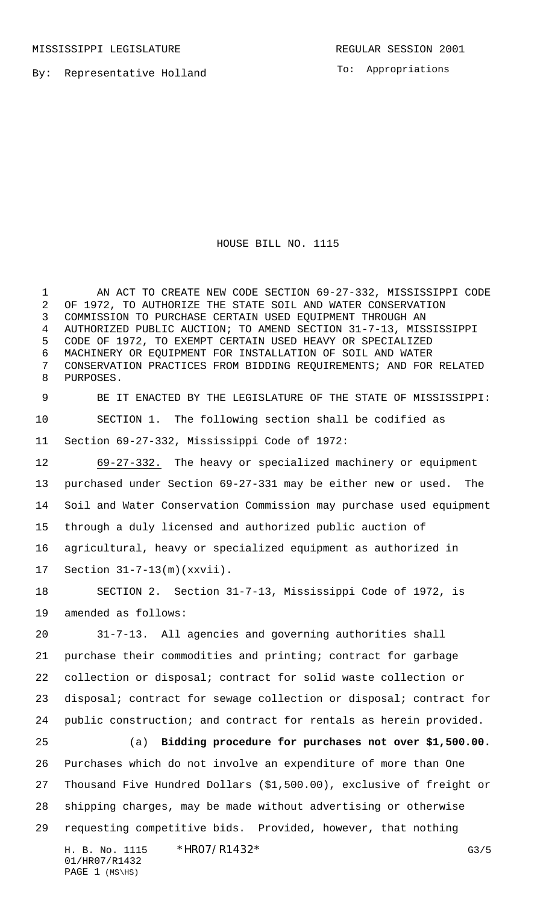MISSISSIPPI LEGISLATURE REGULAR SESSION 2001

By: Representative Holland

To: Appropriations

# HOUSE BILL NO. 1115

AN ACT TO CREATE NEW CODE SECTION 69-27-332, MISSISSIPPI CODE OF 1972, TO AUTHORIZE THE STATE SOIL AND WATER CONSERVATION COMMISSION TO PURCHASE CERTAIN USED EQUIPMENT THROUGH AN AUTHORIZED PUBLIC AUCTION; TO AMEND SECTION 31-7-13, MISSISSIPPI CODE OF 1972, TO EXEMPT CERTAIN USED HEAVY OR SPECIALIZED MACHINERY OR EQUIPMENT FOR INSTALLATION OF SOIL AND WATER CONSERVATION PRACTICES FROM BIDDING REQUIREMENTS; AND FOR RELATED PURPOSES.

BE IT ENACTED BY THE LEGISLATURE OF THE STATE OF MISSISSIPPI:

SECTION 1. The following section shall be codified as Section 69-27-332, Mississippi Code of 1972:

69-27-332. The heavy or specialized machinery or equipment purchased under Section 69-27-331 may be either new or used. The Soil and Water Conservation Commission may purchase used equipment through a duly licensed and authorized public auction of agricultural, heavy or specialized equipment as authorized in Section 31-7-13(m)(xxvii).

SECTION 2. Section 31-7-13, Mississippi Code of 1972, is amended as follows:

31-7-13. All agencies and governing authorities shall purchase their commodities and printing; contract for garbage collection or disposal; contract for solid waste collection or disposal; contract for sewage collection or disposal; contract for public construction; and contract for rentals as herein provided.

(a) **Bidding procedure for purchases not over $1,500.00.** Purchases which do not involve an expenditure of more than One Thousand Five Hundred Dollars ($1,500.00), exclusive of freight or shipping charges, may be made without advertising or otherwise requesting competitive bids. Provided, however, that nothing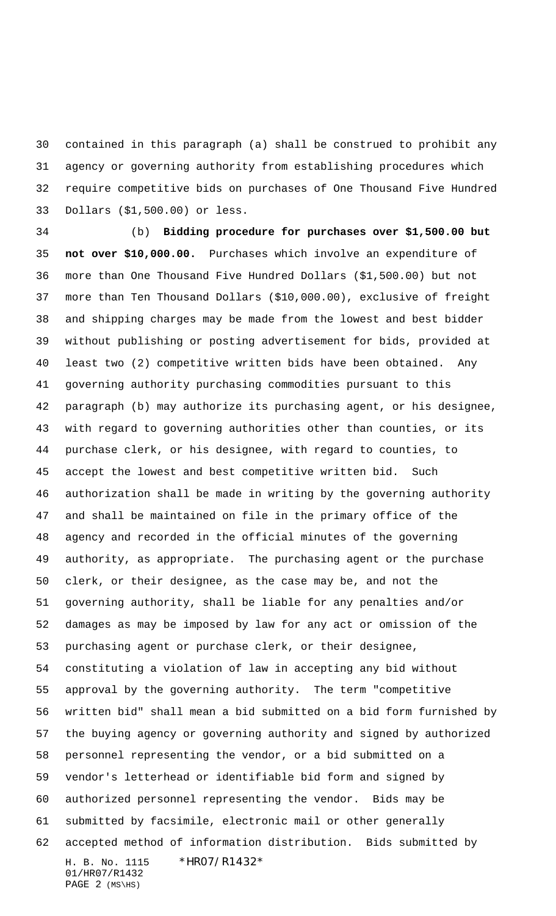contained in this paragraph (a) shall be construed to prohibit any agency or governing authority from establishing procedures which require competitive bids on purchases of One Thousand Five Hundred Dollars ($1,500.00) or less.

(b) **Bidding procedure for purchases over $1,500.00 but not over $10,000.00.** Purchases which involve an expenditure of more than One Thousand Five Hundred Dollars ($1,500.00) but not more than Ten Thousand Dollars ($10,000.00), exclusive of freight and shipping charges may be made from the lowest and best bidder without publishing or posting advertisement for bids, provided at least two (2) competitive written bids have been obtained. Any governing authority purchasing commodities pursuant to this paragraph (b) may authorize its purchasing agent, or his designee, with regard to governing authorities other than counties, or its purchase clerk, or his designee, with regard to counties, to accept the lowest and best competitive written bid. Such authorization shall be made in writing by the governing authority and shall be maintained on file in the primary office of the agency and recorded in the official minutes of the governing authority, as appropriate. The purchasing agent or the purchase clerk, or their designee, as the case may be, and not the governing authority, shall be liable for any penalties and/or damages as may be imposed by law for any act or omission of the purchasing agent or purchase clerk, or their designee, constituting a violation of law in accepting any bid without approval by the governing authority. The term "competitive written bid" shall mean a bid submitted on a bid form furnished by the buying agency or governing authority and signed by authorized personnel representing the vendor, or a bid submitted on a vendor's letterhead or identifiable bid form and signed by authorized personnel representing the vendor. Bids may be submitted by facsimile, electronic mail or other generally accepted method of information distribution. Bids submitted by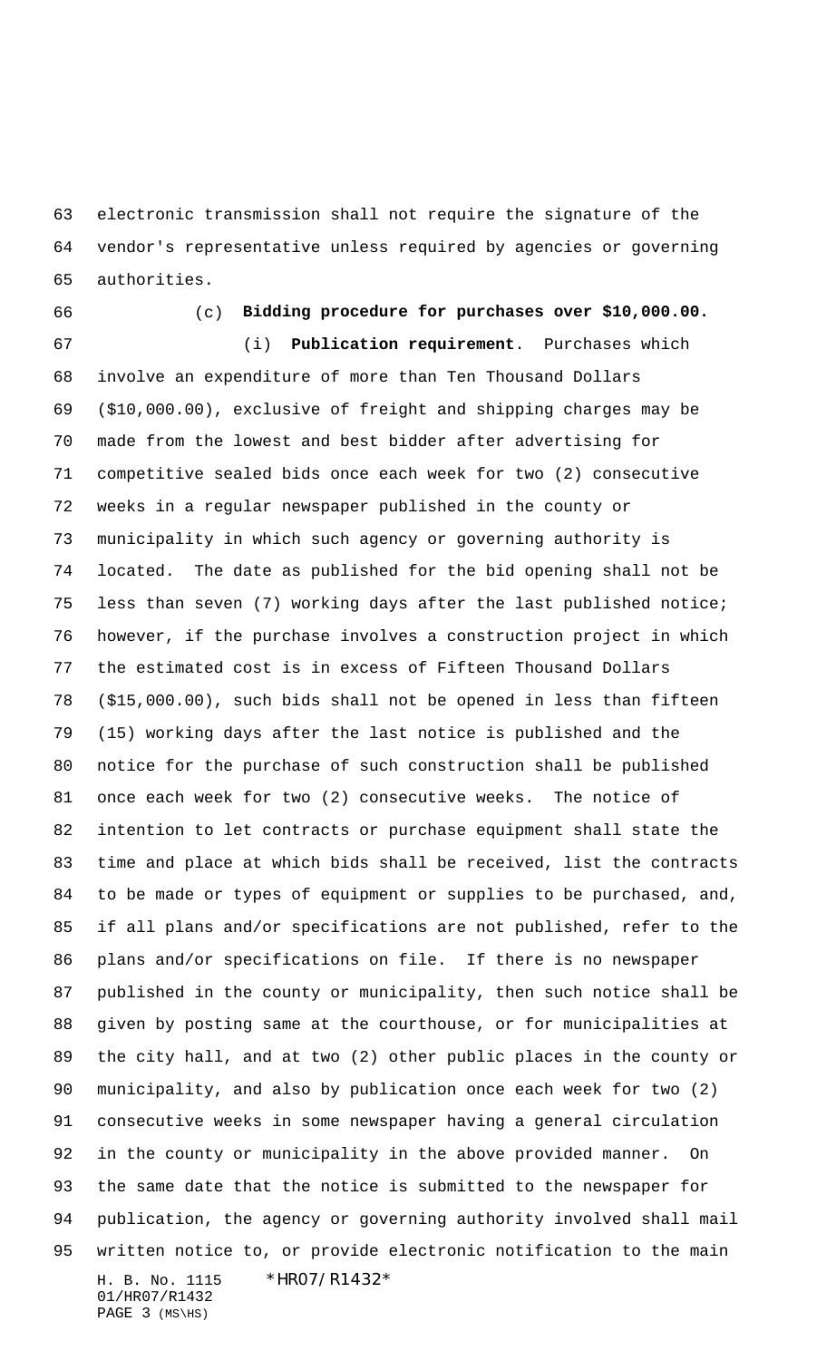electronic transmission shall not require the signature of the vendor's representative unless required by agencies or governing authorities.

(c) **Bidding procedure for purchases over $10,000.00.**

(i) **Publication requirement**. Purchases which involve an expenditure of more than Ten Thousand Dollars ($10,000.00), exclusive of freight and shipping charges may be made from the lowest and best bidder after advertising for competitive sealed bids once each week for two (2) consecutive weeks in a regular newspaper published in the county or municipality in which such agency or governing authority is located. The date as published for the bid opening shall not be less than seven (7) working days after the last published notice; however, if the purchase involves a construction project in which the estimated cost is in excess of Fifteen Thousand Dollars ($15,000.00), such bids shall not be opened in less than fifteen (15) working days after the last notice is published and the notice for the purchase of such construction shall be published once each week for two (2) consecutive weeks. The notice of intention to let contracts or purchase equipment shall state the time and place at which bids shall be received, list the contracts to be made or types of equipment or supplies to be purchased, and, if all plans and/or specifications are not published, refer to the plans and/or specifications on file. If there is no newspaper published in the county or municipality, then such notice shall be given by posting same at the courthouse, or for municipalities at the city hall, and at two (2) other public places in the county or municipality, and also by publication once each week for two (2) consecutive weeks in some newspaper having a general circulation in the county or municipality in the above provided manner. On the same date that the notice is submitted to the newspaper for publication, the agency or governing authority involved shall mail written notice to, or provide electronic notification to the main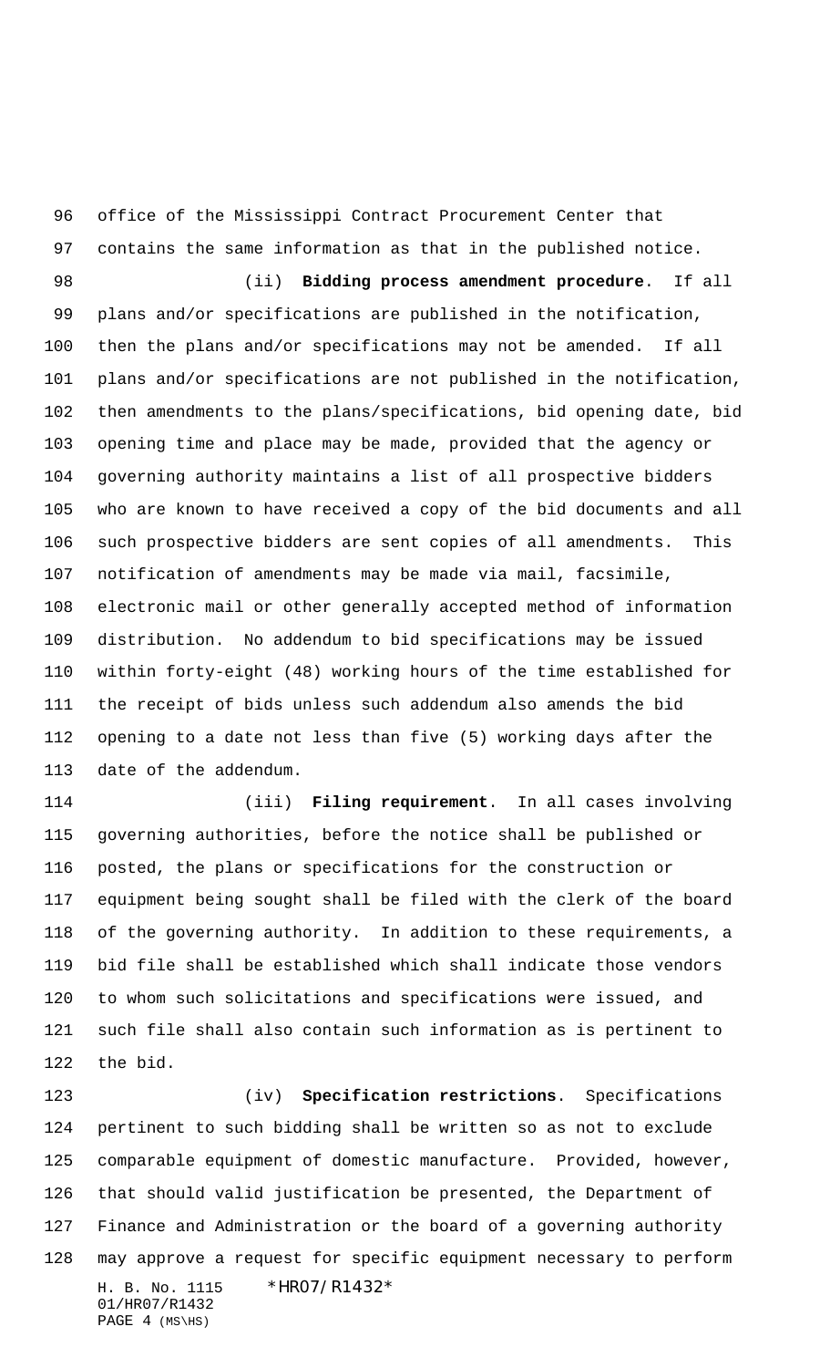office of the Mississippi Contract Procurement Center that contains the same information as that in the published notice.

(ii) **Bidding process amendment procedure**. If all plans and/or specifications are published in the notification, then the plans and/or specifications may not be amended. If all plans and/or specifications are not published in the notification, then amendments to the plans/specifications, bid opening date, bid opening time and place may be made, provided that the agency or governing authority maintains a list of all prospective bidders who are known to have received a copy of the bid documents and all such prospective bidders are sent copies of all amendments. This notification of amendments may be made via mail, facsimile, electronic mail or other generally accepted method of information distribution. No addendum to bid specifications may be issued within forty-eight (48) working hours of the time established for the receipt of bids unless such addendum also amends the bid opening to a date not less than five (5) working days after the date of the addendum.

(iii) **Filing requirement**. In all cases involving governing authorities, before the notice shall be published or posted, the plans or specifications for the construction or equipment being sought shall be filed with the clerk of the board of the governing authority. In addition to these requirements, a bid file shall be established which shall indicate those vendors to whom such solicitations and specifications were issued, and such file shall also contain such information as is pertinent to the bid.

(iv) **Specification restrictions**. Specifications pertinent to such bidding shall be written so as not to exclude comparable equipment of domestic manufacture. Provided, however, that should valid justification be presented, the Department of Finance and Administration or the board of a governing authority may approve a request for specific equipment necessary to perform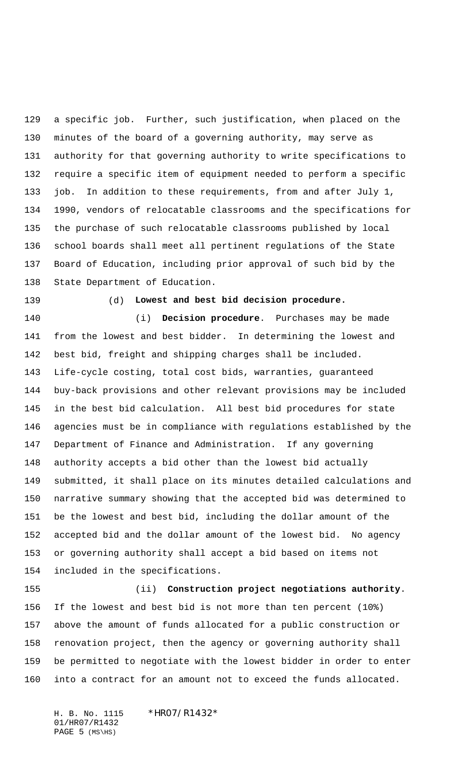a specific job. Further, such justification, when placed on the minutes of the board of a governing authority, may serve as authority for that governing authority to write specifications to require a specific item of equipment needed to perform a specific job. In addition to these requirements, from and after July 1, 1990, vendors of relocatable classrooms and the specifications for the purchase of such relocatable classrooms published by local school boards shall meet all pertinent regulations of the State Board of Education, including prior approval of such bid by the State Department of Education.

(d) **Lowest and best bid decision procedure.**

(i) **Decision procedure**. Purchases may be made from the lowest and best bidder. In determining the lowest and best bid, freight and shipping charges shall be included. Life-cycle costing, total cost bids, warranties, guaranteed buy-back provisions and other relevant provisions may be included in the best bid calculation. All best bid procedures for state agencies must be in compliance with regulations established by the Department of Finance and Administration. If any governing authority accepts a bid other than the lowest bid actually submitted, it shall place on its minutes detailed calculations and narrative summary showing that the accepted bid was determined to be the lowest and best bid, including the dollar amount of the accepted bid and the dollar amount of the lowest bid. No agency or governing authority shall accept a bid based on items not included in the specifications.

(ii) **Construction project negotiations authority**. If the lowest and best bid is not more than ten percent (10%) above the amount of funds allocated for a public construction or renovation project, then the agency or governing authority shall be permitted to negotiate with the lowest bidder in order to enter into a contract for an amount not to exceed the funds allocated.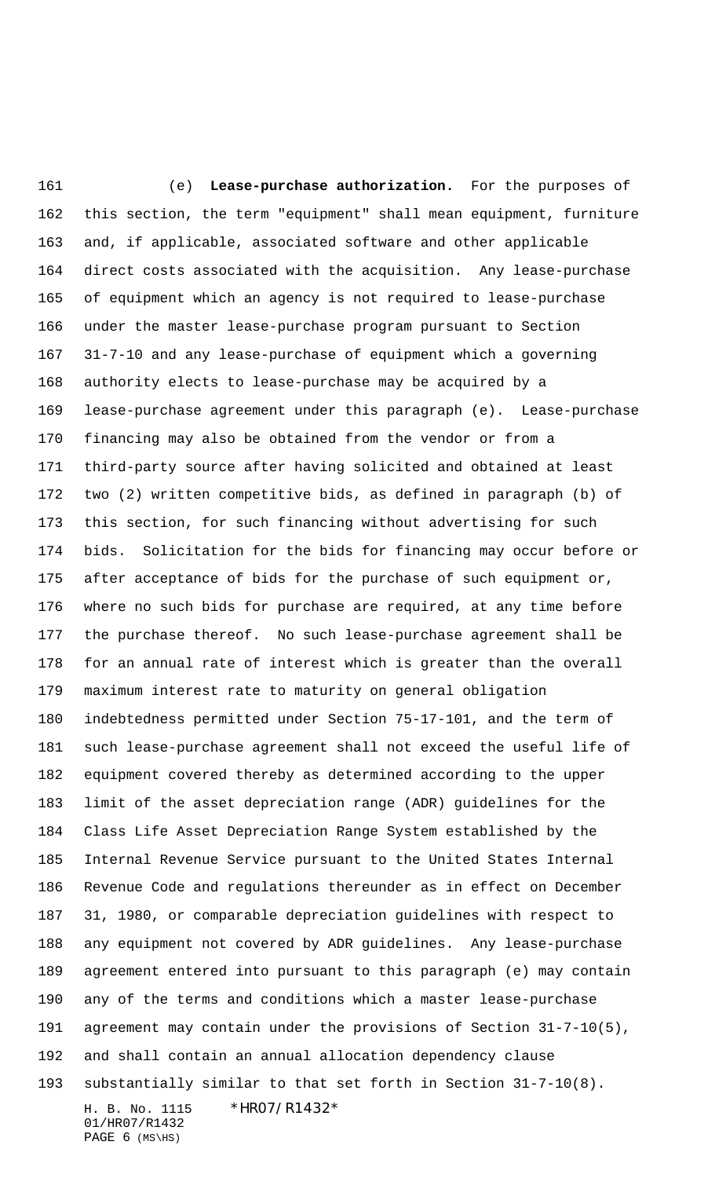(e) **Lease-purchase authorization.** For the purposes of this section, the term "equipment" shall mean equipment, furniture and, if applicable, associated software and other applicable direct costs associated with the acquisition. Any lease-purchase of equipment which an agency is not required to lease-purchase under the master lease-purchase program pursuant to Section 31-7-10 and any lease-purchase of equipment which a governing authority elects to lease-purchase may be acquired by a lease-purchase agreement under this paragraph (e). Lease-purchase financing may also be obtained from the vendor or from a third-party source after having solicited and obtained at least two (2) written competitive bids, as defined in paragraph (b) of this section, for such financing without advertising for such bids. Solicitation for the bids for financing may occur before or after acceptance of bids for the purchase of such equipment or, where no such bids for purchase are required, at any time before the purchase thereof. No such lease-purchase agreement shall be for an annual rate of interest which is greater than the overall maximum interest rate to maturity on general obligation indebtedness permitted under Section 75-17-101, and the term of such lease-purchase agreement shall not exceed the useful life of equipment covered thereby as determined according to the upper limit of the asset depreciation range (ADR) guidelines for the Class Life Asset Depreciation Range System established by the Internal Revenue Service pursuant to the United States Internal Revenue Code and regulations thereunder as in effect on December 31, 1980, or comparable depreciation guidelines with respect to any equipment not covered by ADR guidelines. Any lease-purchase agreement entered into pursuant to this paragraph (e) may contain any of the terms and conditions which a master lease-purchase agreement may contain under the provisions of Section 31-7-10(5), and shall contain an annual allocation dependency clause substantially similar to that set forth in Section 31-7-10(8).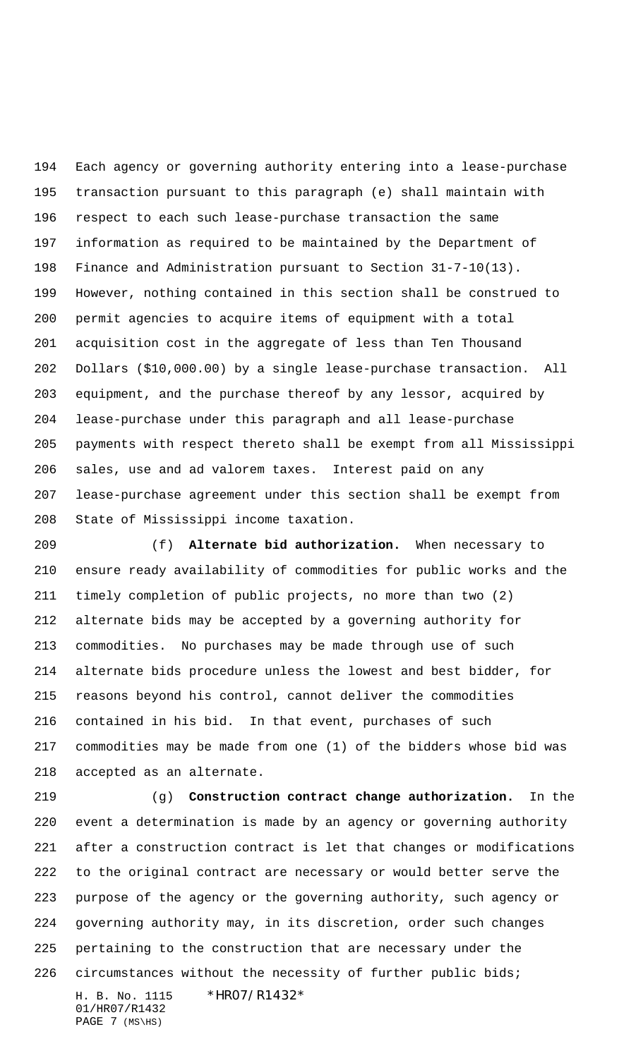Each agency or governing authority entering into a lease-purchase transaction pursuant to this paragraph (e) shall maintain with respect to each such lease-purchase transaction the same information as required to be maintained by the Department of Finance and Administration pursuant to Section 31-7-10(13). However, nothing contained in this section shall be construed to permit agencies to acquire items of equipment with a total acquisition cost in the aggregate of less than Ten Thousand Dollars ($10,000.00) by a single lease-purchase transaction. All equipment, and the purchase thereof by any lessor, acquired by lease-purchase under this paragraph and all lease-purchase payments with respect thereto shall be exempt from all Mississippi sales, use and ad valorem taxes. Interest paid on any lease-purchase agreement under this section shall be exempt from State of Mississippi income taxation.

(f) **Alternate bid authorization.** When necessary to ensure ready availability of commodities for public works and the timely completion of public projects, no more than two (2) alternate bids may be accepted by a governing authority for commodities. No purchases may be made through use of such alternate bids procedure unless the lowest and best bidder, for reasons beyond his control, cannot deliver the commodities contained in his bid. In that event, purchases of such commodities may be made from one (1) of the bidders whose bid was accepted as an alternate.

(g) **Construction contract change authorization.** In the event a determination is made by an agency or governing authority after a construction contract is let that changes or modifications to the original contract are necessary or would better serve the purpose of the agency or the governing authority, such agency or governing authority may, in its discretion, order such changes pertaining to the construction that are necessary under the circumstances without the necessity of further public bids;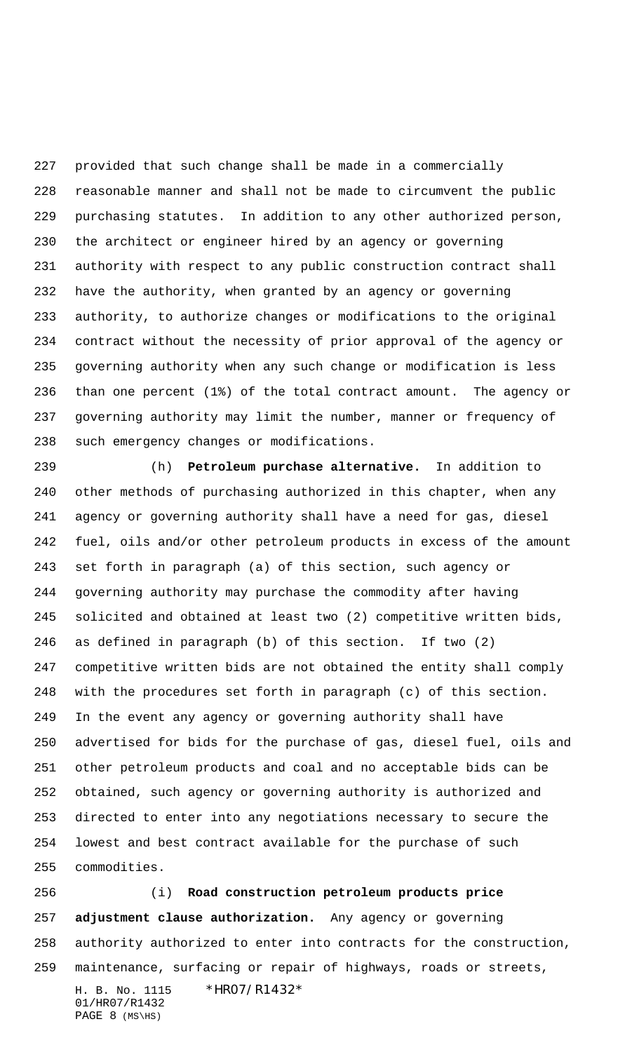provided that such change shall be made in a commercially reasonable manner and shall not be made to circumvent the public purchasing statutes. In addition to any other authorized person, the architect or engineer hired by an agency or governing authority with respect to any public construction contract shall have the authority, when granted by an agency or governing authority, to authorize changes or modifications to the original contract without the necessity of prior approval of the agency or governing authority when any such change or modification is less than one percent (1%) of the total contract amount. The agency or governing authority may limit the number, manner or frequency of such emergency changes or modifications.

(h) **Petroleum purchase alternative.** In addition to other methods of purchasing authorized in this chapter, when any agency or governing authority shall have a need for gas, diesel fuel, oils and/or other petroleum products in excess of the amount set forth in paragraph (a) of this section, such agency or governing authority may purchase the commodity after having solicited and obtained at least two (2) competitive written bids, as defined in paragraph (b) of this section. If two (2) competitive written bids are not obtained the entity shall comply with the procedures set forth in paragraph (c) of this section. In the event any agency or governing authority shall have advertised for bids for the purchase of gas, diesel fuel, oils and other petroleum products and coal and no acceptable bids can be obtained, such agency or governing authority is authorized and directed to enter into any negotiations necessary to secure the lowest and best contract available for the purchase of such commodities.

(i) **Road construction petroleum products price adjustment clause authorization.** Any agency or governing authority authorized to enter into contracts for the construction, maintenance, surfacing or repair of highways, roads or streets,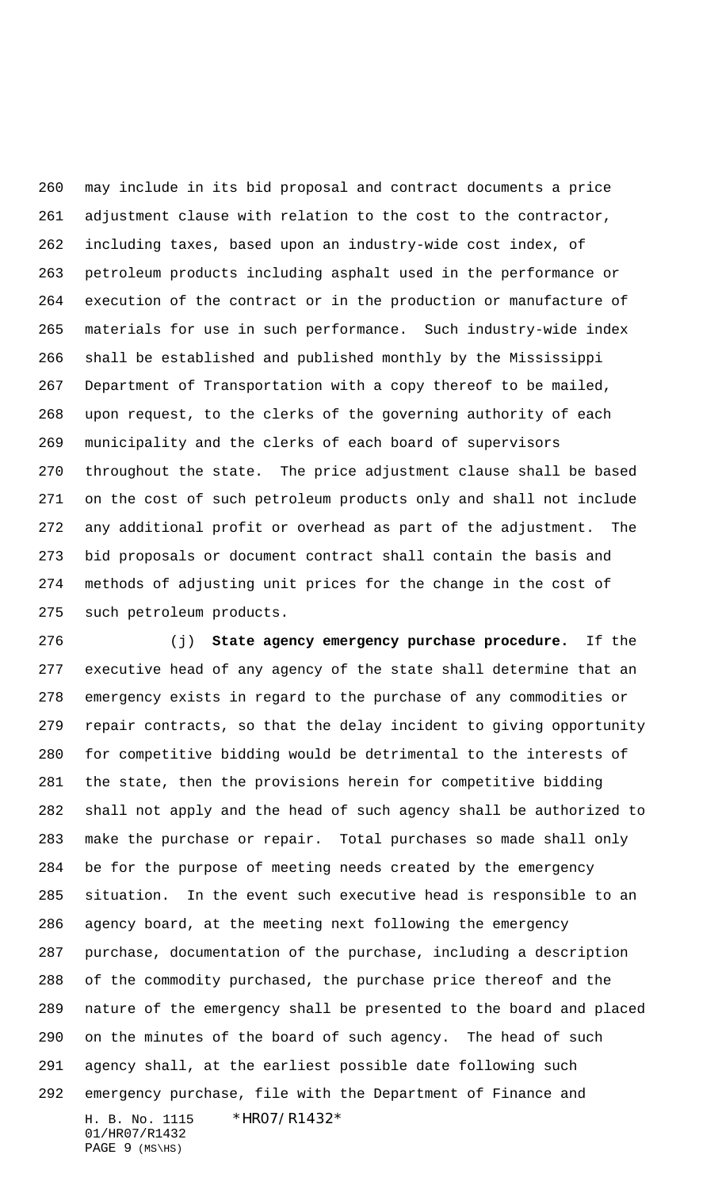may include in its bid proposal and contract documents a price adjustment clause with relation to the cost to the contractor, including taxes, based upon an industry-wide cost index, of petroleum products including asphalt used in the performance or execution of the contract or in the production or manufacture of materials for use in such performance. Such industry-wide index shall be established and published monthly by the Mississippi Department of Transportation with a copy thereof to be mailed, upon request, to the clerks of the governing authority of each municipality and the clerks of each board of supervisors throughout the state. The price adjustment clause shall be based on the cost of such petroleum products only and shall not include any additional profit or overhead as part of the adjustment. The bid proposals or document contract shall contain the basis and methods of adjusting unit prices for the change in the cost of such petroleum products.

(j) **State agency emergency purchase procedure.** If the executive head of any agency of the state shall determine that an emergency exists in regard to the purchase of any commodities or repair contracts, so that the delay incident to giving opportunity for competitive bidding would be detrimental to the interests of the state, then the provisions herein for competitive bidding shall not apply and the head of such agency shall be authorized to make the purchase or repair. Total purchases so made shall only be for the purpose of meeting needs created by the emergency situation. In the event such executive head is responsible to an agency board, at the meeting next following the emergency purchase, documentation of the purchase, including a description of the commodity purchased, the purchase price thereof and the nature of the emergency shall be presented to the board and placed on the minutes of the board of such agency. The head of such agency shall, at the earliest possible date following such emergency purchase, file with the Department of Finance and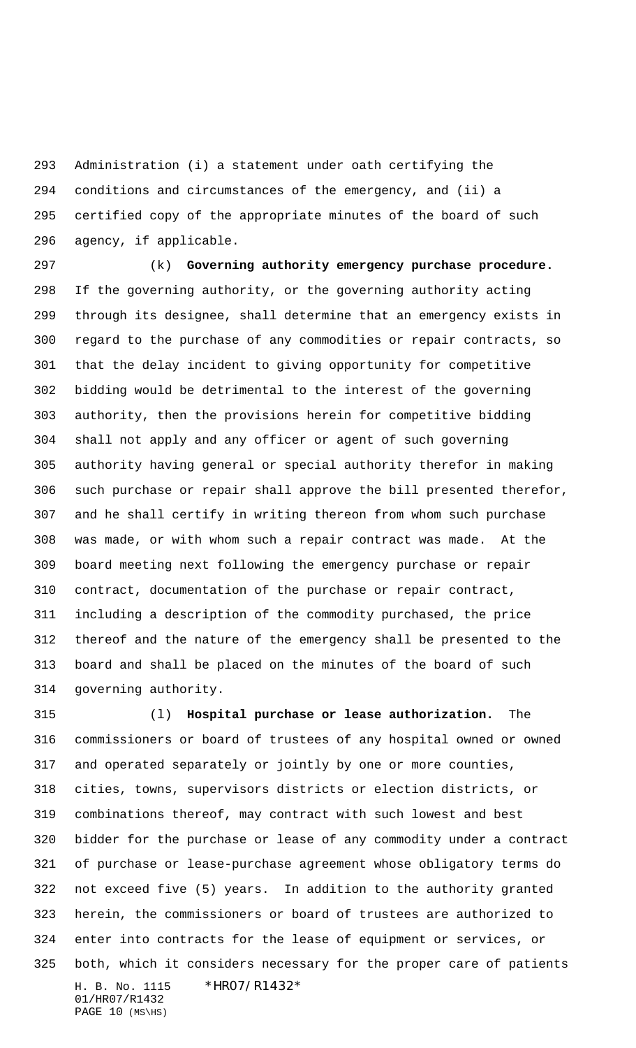Administration (i) a statement under oath certifying the conditions and circumstances of the emergency, and (ii) a certified copy of the appropriate minutes of the board of such agency, if applicable.

(k) **Governing authority emergency purchase procedure.** If the governing authority, or the governing authority acting through its designee, shall determine that an emergency exists in regard to the purchase of any commodities or repair contracts, so that the delay incident to giving opportunity for competitive bidding would be detrimental to the interest of the governing authority, then the provisions herein for competitive bidding shall not apply and any officer or agent of such governing authority having general or special authority therefor in making such purchase or repair shall approve the bill presented therefor, and he shall certify in writing thereon from whom such purchase was made, or with whom such a repair contract was made. At the board meeting next following the emergency purchase or repair contract, documentation of the purchase or repair contract, including a description of the commodity purchased, the price thereof and the nature of the emergency shall be presented to the board and shall be placed on the minutes of the board of such governing authority.

(l) **Hospital purchase or lease authorization.** The commissioners or board of trustees of any hospital owned or owned and operated separately or jointly by one or more counties, cities, towns, supervisors districts or election districts, or combinations thereof, may contract with such lowest and best bidder for the purchase or lease of any commodity under a contract of purchase or lease-purchase agreement whose obligatory terms do not exceed five (5) years. In addition to the authority granted herein, the commissioners or board of trustees are authorized to enter into contracts for the lease of equipment or services, or both, which it considers necessary for the proper care of patients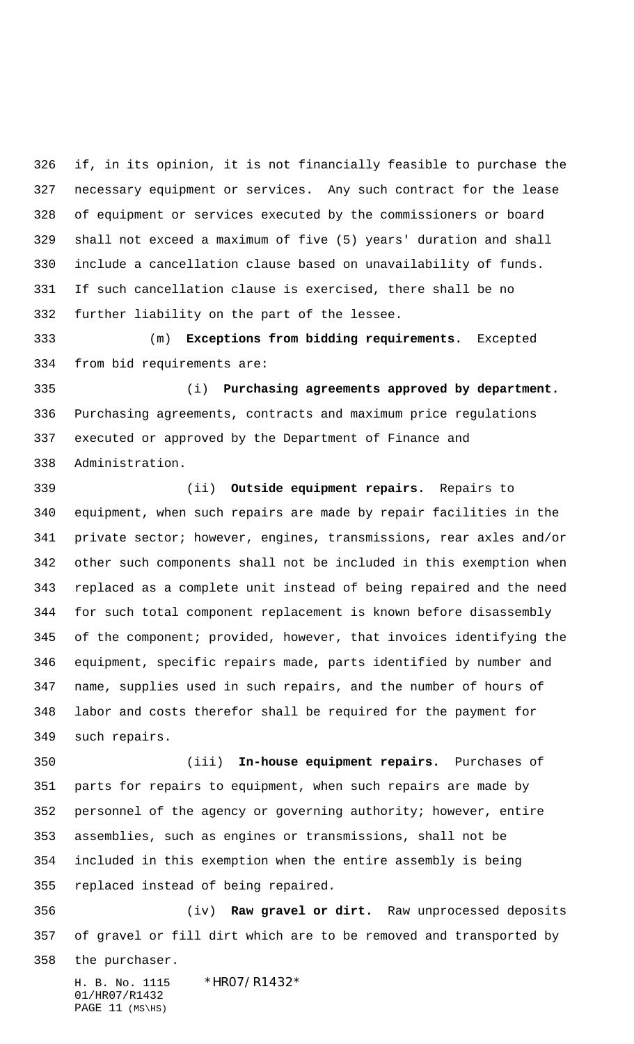if, in its opinion, it is not financially feasible to purchase the necessary equipment or services. Any such contract for the lease of equipment or services executed by the commissioners or board shall not exceed a maximum of five (5) years' duration and shall include a cancellation clause based on unavailability of funds. If such cancellation clause is exercised, there shall be no further liability on the part of the lessee.

(m) **Exceptions from bidding requirements.** Excepted from bid requirements are:

(i) **Purchasing agreements approved by department.** Purchasing agreements, contracts and maximum price regulations executed or approved by the Department of Finance and Administration.

(ii) **Outside equipment repairs.** Repairs to equipment, when such repairs are made by repair facilities in the private sector; however, engines, transmissions, rear axles and/or other such components shall not be included in this exemption when replaced as a complete unit instead of being repaired and the need for such total component replacement is known before disassembly of the component; provided, however, that invoices identifying the equipment, specific repairs made, parts identified by number and name, supplies used in such repairs, and the number of hours of labor and costs therefor shall be required for the payment for such repairs.

(iii) **In-house equipment repairs.** Purchases of parts for repairs to equipment, when such repairs are made by personnel of the agency or governing authority; however, entire assemblies, such as engines or transmissions, shall not be included in this exemption when the entire assembly is being replaced instead of being repaired.

(iv) **Raw gravel or dirt.** Raw unprocessed deposits of gravel or fill dirt which are to be removed and transported by the purchaser.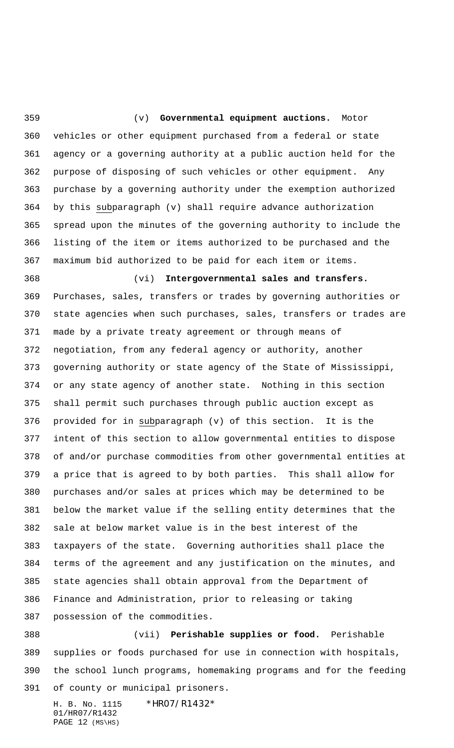(v) **Governmental equipment auctions.** Motor vehicles or other equipment purchased from a federal or state agency or a governing authority at a public auction held for the purpose of disposing of such vehicles or other equipment. Any purchase by a governing authority under the exemption authorized by this subparagraph (v) shall require advance authorization spread upon the minutes of the governing authority to include the listing of the item or items authorized to be purchased and the maximum bid authorized to be paid for each item or items.

(vi) **Intergovernmental sales and transfers.** Purchases, sales, transfers or trades by governing authorities or state agencies when such purchases, sales, transfers or trades are made by a private treaty agreement or through means of negotiation, from any federal agency or authority, another governing authority or state agency of the State of Mississippi, or any state agency of another state. Nothing in this section shall permit such purchases through public auction except as provided for in subparagraph (v) of this section. It is the intent of this section to allow governmental entities to dispose of and/or purchase commodities from other governmental entities at a price that is agreed to by both parties. This shall allow for purchases and/or sales at prices which may be determined to be below the market value if the selling entity determines that the sale at below market value is in the best interest of the taxpayers of the state. Governing authorities shall place the terms of the agreement and any justification on the minutes, and state agencies shall obtain approval from the Department of Finance and Administration, prior to releasing or taking possession of the commodities.

(vii) **Perishable supplies or food.** Perishable supplies or foods purchased for use in connection with hospitals, the school lunch programs, homemaking programs and for the feeding of county or municipal prisoners.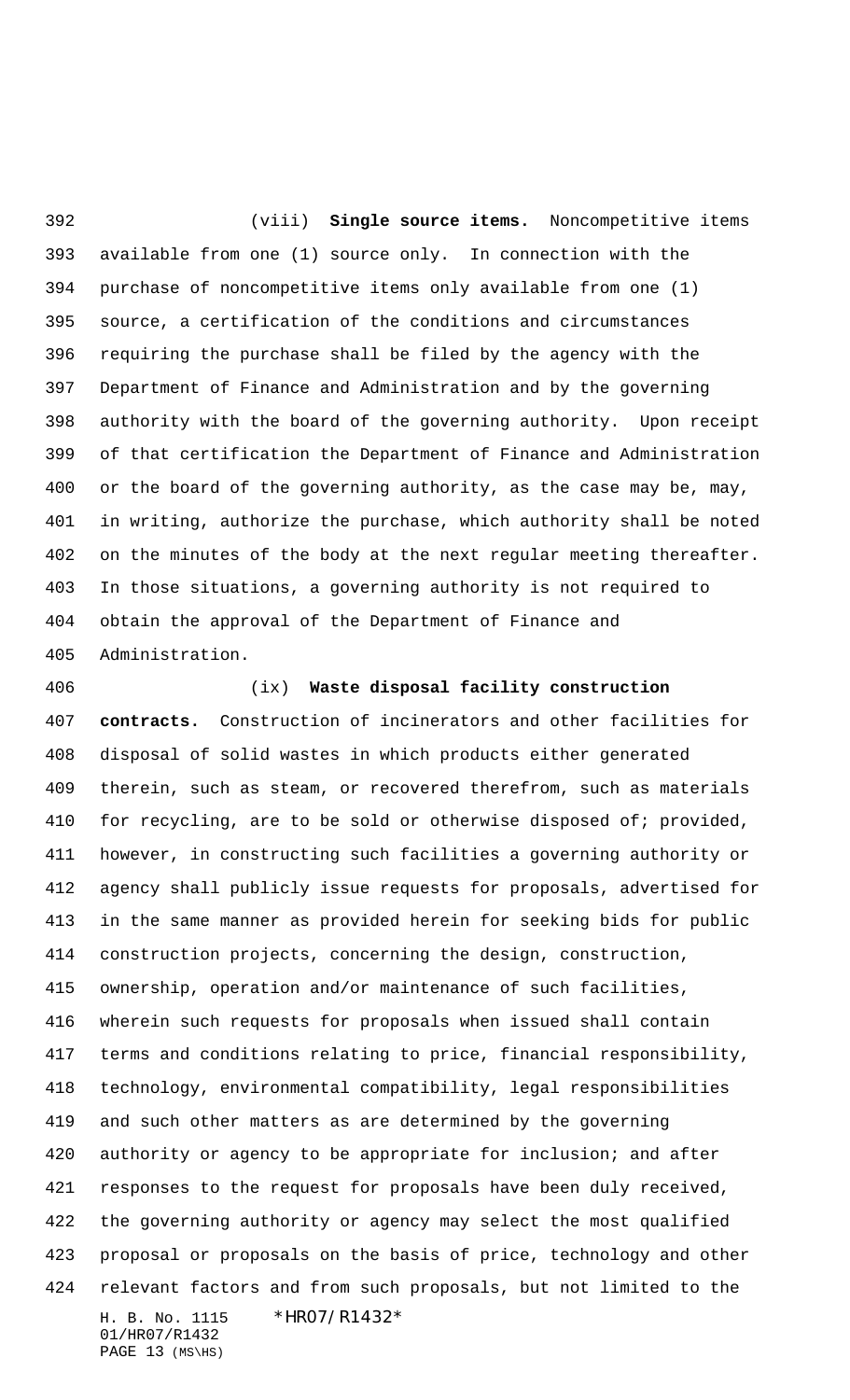(viii) **Single source items.** Noncompetitive items available from one (1) source only. In connection with the purchase of noncompetitive items only available from one (1) source, a certification of the conditions and circumstances requiring the purchase shall be filed by the agency with the Department of Finance and Administration and by the governing authority with the board of the governing authority. Upon receipt of that certification the Department of Finance and Administration or the board of the governing authority, as the case may be, may, in writing, authorize the purchase, which authority shall be noted on the minutes of the body at the next regular meeting thereafter. In those situations, a governing authority is not required to obtain the approval of the Department of Finance and Administration.

(ix) **Waste disposal facility construction contracts.** Construction of incinerators and other facilities for disposal of solid wastes in which products either generated therein, such as steam, or recovered therefrom, such as materials for recycling, are to be sold or otherwise disposed of; provided, however, in constructing such facilities a governing authority or agency shall publicly issue requests for proposals, advertised for in the same manner as provided herein for seeking bids for public construction projects, concerning the design, construction, ownership, operation and/or maintenance of such facilities, wherein such requests for proposals when issued shall contain terms and conditions relating to price, financial responsibility, technology, environmental compatibility, legal responsibilities and such other matters as are determined by the governing authority or agency to be appropriate for inclusion; and after responses to the request for proposals have been duly received, the governing authority or agency may select the most qualified proposal or proposals on the basis of price, technology and other relevant factors and from such proposals, but not limited to the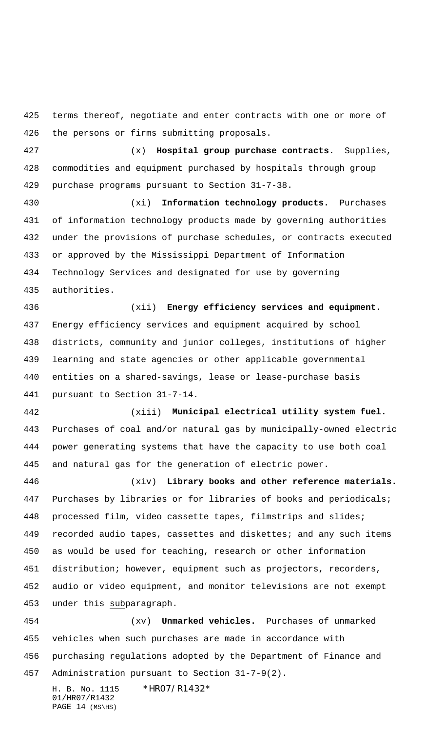terms thereof, negotiate and enter contracts with one or more of the persons or firms submitting proposals.

(x) **Hospital group purchase contracts.** Supplies, commodities and equipment purchased by hospitals through group purchase programs pursuant to Section 31-7-38.

(xi) **Information technology products.** Purchases of information technology products made by governing authorities under the provisions of purchase schedules, or contracts executed or approved by the Mississippi Department of Information Technology Services and designated for use by governing authorities.

(xii) **Energy efficiency services and equipment.** Energy efficiency services and equipment acquired by school districts, community and junior colleges, institutions of higher learning and state agencies or other applicable governmental entities on a shared-savings, lease or lease-purchase basis pursuant to Section 31-7-14.

(xiii) **Municipal electrical utility system fuel.** Purchases of coal and/or natural gas by municipally-owned electric power generating systems that have the capacity to use both coal and natural gas for the generation of electric power.

(xiv) **Library books and other reference materials.** Purchases by libraries or for libraries of books and periodicals; processed film, video cassette tapes, filmstrips and slides; recorded audio tapes, cassettes and diskettes; and any such items as would be used for teaching, research or other information distribution; however, equipment such as projectors, recorders, audio or video equipment, and monitor televisions are not exempt under this <u>sub</u>paragraph.

(xv) **Unmarked vehicles.** Purchases of unmarked vehicles when such purchases are made in accordance with purchasing regulations adopted by the Department of Finance and Administration pursuant to Section 31-7-9(2).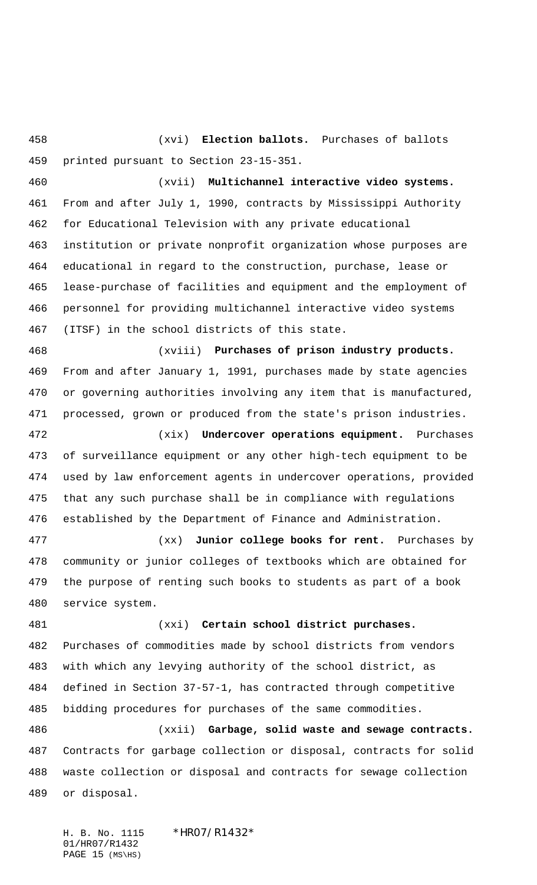(xvi) **Election ballots.** Purchases of ballots printed pursuant to Section 23-15-351.

(xvii) **Multichannel interactive video systems.** From and after July 1, 1990, contracts by Mississippi Authority for Educational Television with any private educational institution or private nonprofit organization whose purposes are educational in regard to the construction, purchase, lease or lease-purchase of facilities and equipment and the employment of personnel for providing multichannel interactive video systems (ITSF) in the school districts of this state.

(xviii) **Purchases of prison industry products.** From and after January 1, 1991, purchases made by state agencies or governing authorities involving any item that is manufactured, processed, grown or produced from the state's prison industries.

(xix) **Undercover operations equipment.** Purchases of surveillance equipment or any other high-tech equipment to be used by law enforcement agents in undercover operations, provided that any such purchase shall be in compliance with regulations established by the Department of Finance and Administration.

(xx) **Junior college books for rent.** Purchases by community or junior colleges of textbooks which are obtained for the purpose of renting such books to students as part of a book service system.

(xxi) **Certain school district purchases.** Purchases of commodities made by school districts from vendors with which any levying authority of the school district, as defined in Section 37-57-1, has contracted through competitive bidding procedures for purchases of the same commodities.

(xxii) **Garbage, solid waste and sewage contracts.** Contracts for garbage collection or disposal, contracts for solid waste collection or disposal and contracts for sewage collection or disposal.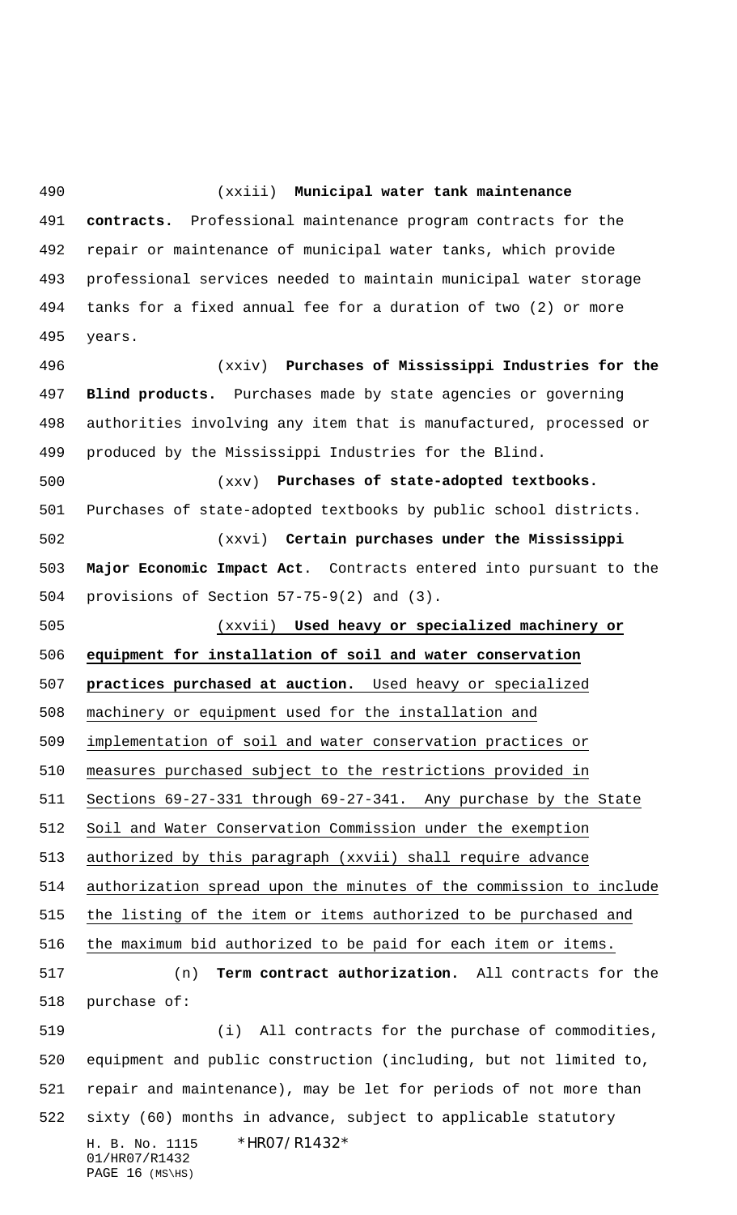(xxiii) **Municipal water tank maintenance contracts.** Professional maintenance program contracts for the repair or maintenance of municipal water tanks, which provide professional services needed to maintain municipal water storage tanks for a fixed annual fee for a duration of two (2) or more years.

(xxiv) **Purchases of Mississippi Industries for the Blind products.** Purchases made by state agencies or governing authorities involving any item that is manufactured, processed or produced by the Mississippi Industries for the Blind.

(xxv) **Purchases of state-adopted textbooks.** Purchases of state-adopted textbooks by public school districts.

(xxvi) **Certain purchases under the Mississippi Major Economic Impact Act**. Contracts entered into pursuant to the provisions of Section 57-75-9(2) and (3).

(xxvii) **Used heavy or specialized machinery or equipment for installation of soil and water conservation practices purchased at auction.** Used heavy or specialized machinery or equipment used for the installation and implementation of soil and water conservation practices or measures purchased subject to the restrictions provided in Sections 69-27-331 through 69-27-341. Any purchase by the State Soil and Water Conservation Commission under the exemption authorized by this paragraph (xxvii) shall require advance authorization spread upon the minutes of the commission to include the listing of the item or items authorized to be purchased and the maximum bid authorized to be paid for each item or items.

(n) **Term contract authorization.** All contracts for the purchase of:

(i) All contracts for the purchase of commodities, equipment and public construction (including, but not limited to, repair and maintenance), may be let for periods of not more than sixty (60) months in advance, subject to applicable statutory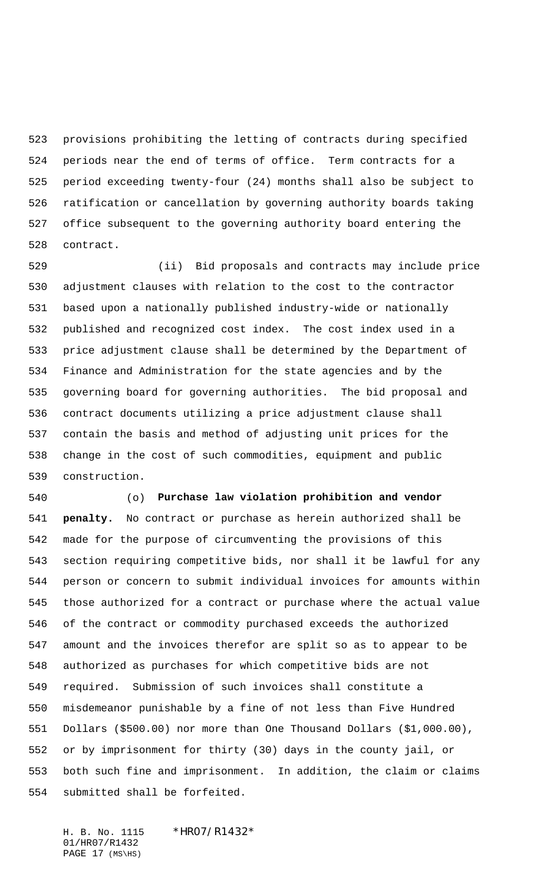provisions prohibiting the letting of contracts during specified periods near the end of terms of office. Term contracts for a period exceeding twenty-four (24) months shall also be subject to ratification or cancellation by governing authority boards taking office subsequent to the governing authority board entering the contract.

(ii) Bid proposals and contracts may include price adjustment clauses with relation to the cost to the contractor based upon a nationally published industry-wide or nationally published and recognized cost index. The cost index used in a price adjustment clause shall be determined by the Department of Finance and Administration for the state agencies and by the governing board for governing authorities. The bid proposal and contract documents utilizing a price adjustment clause shall contain the basis and method of adjusting unit prices for the change in the cost of such commodities, equipment and public construction.

(o) **Purchase law violation prohibition and vendor penalty.** No contract or purchase as herein authorized shall be made for the purpose of circumventing the provisions of this section requiring competitive bids, nor shall it be lawful for any person or concern to submit individual invoices for amounts within those authorized for a contract or purchase where the actual value of the contract or commodity purchased exceeds the authorized amount and the invoices therefor are split so as to appear to be authorized as purchases for which competitive bids are not required. Submission of such invoices shall constitute a misdemeanor punishable by a fine of not less than Five Hundred Dollars ($500.00) nor more than One Thousand Dollars ($1,000.00), or by imprisonment for thirty (30) days in the county jail, or both such fine and imprisonment. In addition, the claim or claims submitted shall be forfeited.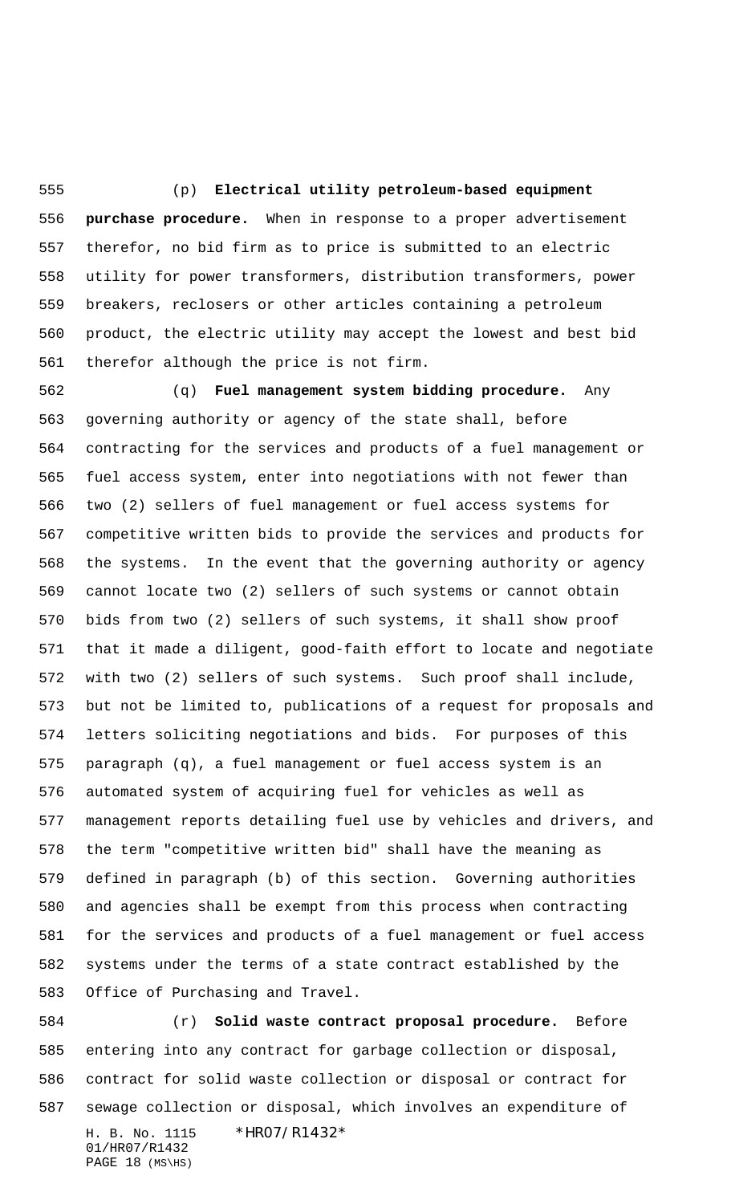(p) **Electrical utility petroleum-based equipment purchase procedure.** When in response to a proper advertisement therefor, no bid firm as to price is submitted to an electric utility for power transformers, distribution transformers, power breakers, reclosers or other articles containing a petroleum product, the electric utility may accept the lowest and best bid therefor although the price is not firm.

(q) **Fuel management system bidding procedure.** Any governing authority or agency of the state shall, before contracting for the services and products of a fuel management or fuel access system, enter into negotiations with not fewer than two (2) sellers of fuel management or fuel access systems for competitive written bids to provide the services and products for the systems. In the event that the governing authority or agency cannot locate two (2) sellers of such systems or cannot obtain bids from two (2) sellers of such systems, it shall show proof that it made a diligent, good-faith effort to locate and negotiate with two (2) sellers of such systems. Such proof shall include, but not be limited to, publications of a request for proposals and letters soliciting negotiations and bids. For purposes of this paragraph (q), a fuel management or fuel access system is an automated system of acquiring fuel for vehicles as well as management reports detailing fuel use by vehicles and drivers, and the term "competitive written bid" shall have the meaning as defined in paragraph (b) of this section. Governing authorities and agencies shall be exempt from this process when contracting for the services and products of a fuel management or fuel access systems under the terms of a state contract established by the Office of Purchasing and Travel.

(r) **Solid waste contract proposal procedure.** Before entering into any contract for garbage collection or disposal, contract for solid waste collection or disposal or contract for sewage collection or disposal, which involves an expenditure of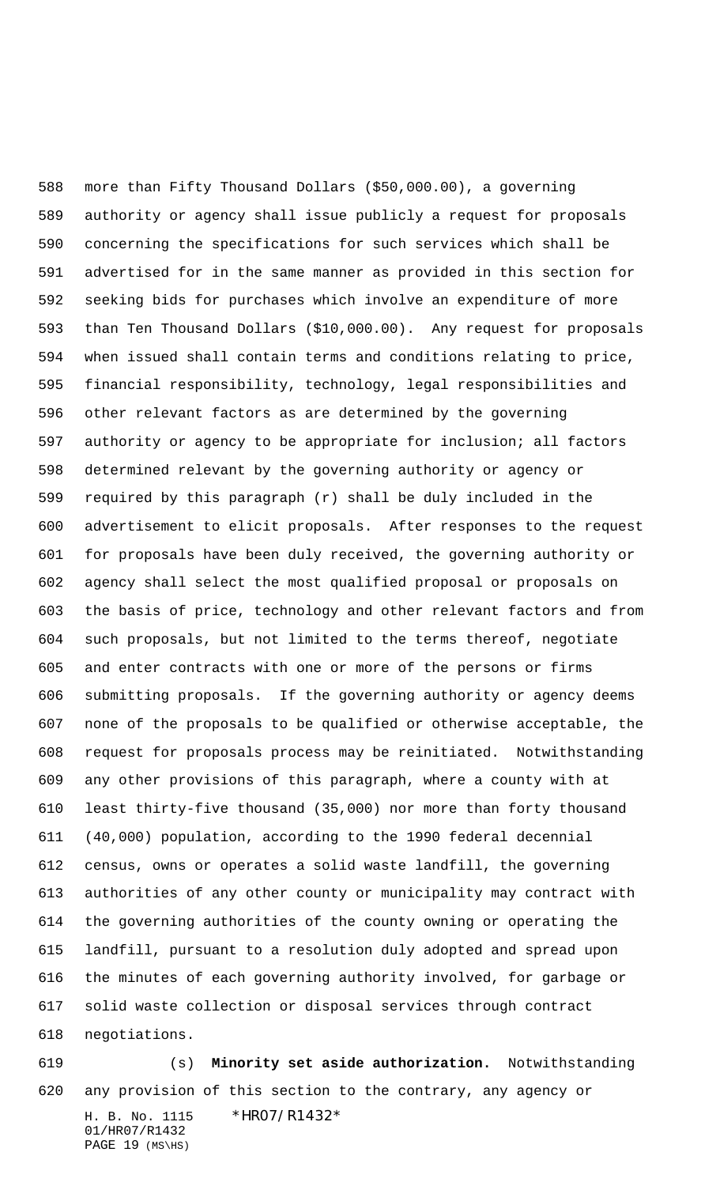more than Fifty Thousand Dollars ($50,000.00), a governing authority or agency shall issue publicly a request for proposals concerning the specifications for such services which shall be advertised for in the same manner as provided in this section for seeking bids for purchases which involve an expenditure of more than Ten Thousand Dollars ($10,000.00). Any request for proposals when issued shall contain terms and conditions relating to price, financial responsibility, technology, legal responsibilities and other relevant factors as are determined by the governing authority or agency to be appropriate for inclusion; all factors determined relevant by the governing authority or agency or required by this paragraph (r) shall be duly included in the advertisement to elicit proposals. After responses to the request for proposals have been duly received, the governing authority or agency shall select the most qualified proposal or proposals on the basis of price, technology and other relevant factors and from such proposals, but not limited to the terms thereof, negotiate and enter contracts with one or more of the persons or firms submitting proposals. If the governing authority or agency deems none of the proposals to be qualified or otherwise acceptable, the request for proposals process may be reinitiated. Notwithstanding any other provisions of this paragraph, where a county with at least thirty-five thousand (35,000) nor more than forty thousand (40,000) population, according to the 1990 federal decennial census, owns or operates a solid waste landfill, the governing authorities of any other county or municipality may contract with the governing authorities of the county owning or operating the landfill, pursuant to a resolution duly adopted and spread upon the minutes of each governing authority involved, for garbage or solid waste collection or disposal services through contract negotiations.

(s) **Minority set aside authorization.** Notwithstanding any provision of this section to the contrary, any agency or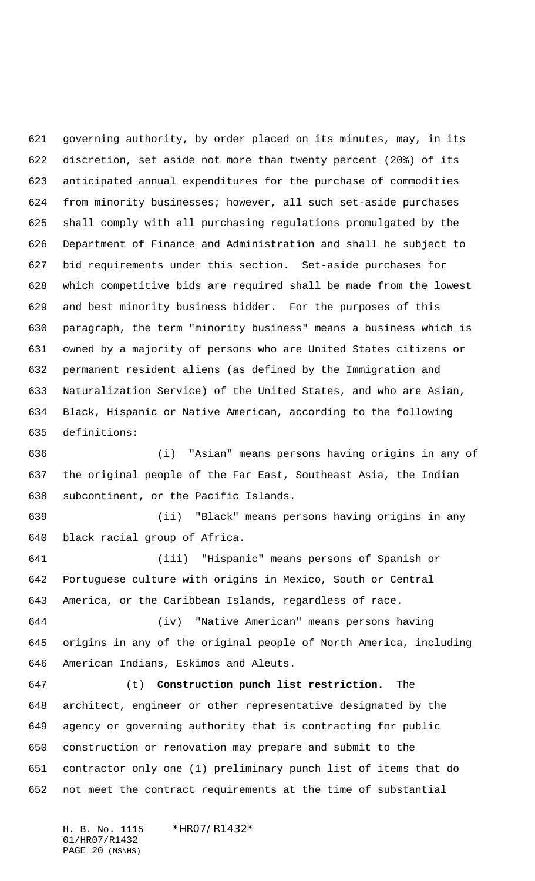governing authority, by order placed on its minutes, may, in its discretion, set aside not more than twenty percent (20%) of its anticipated annual expenditures for the purchase of commodities from minority businesses; however, all such set-aside purchases shall comply with all purchasing regulations promulgated by the Department of Finance and Administration and shall be subject to bid requirements under this section. Set-aside purchases for which competitive bids are required shall be made from the lowest and best minority business bidder. For the purposes of this paragraph, the term "minority business" means a business which is owned by a majority of persons who are United States citizens or permanent resident aliens (as defined by the Immigration and Naturalization Service) of the United States, and who are Asian, Black, Hispanic or Native American, according to the following definitions:

(i) "Asian" means persons having origins in any of the original people of the Far East, Southeast Asia, the Indian subcontinent, or the Pacific Islands.

(ii) "Black" means persons having origins in any black racial group of Africa.

(iii) "Hispanic" means persons of Spanish or Portuguese culture with origins in Mexico, South or Central America, or the Caribbean Islands, regardless of race.

(iv) "Native American" means persons having origins in any of the original people of North America, including American Indians, Eskimos and Aleuts.

(t) **Construction punch list restriction.** The architect, engineer or other representative designated by the agency or governing authority that is contracting for public construction or renovation may prepare and submit to the contractor only one (1) preliminary punch list of items that do not meet the contract requirements at the time of substantial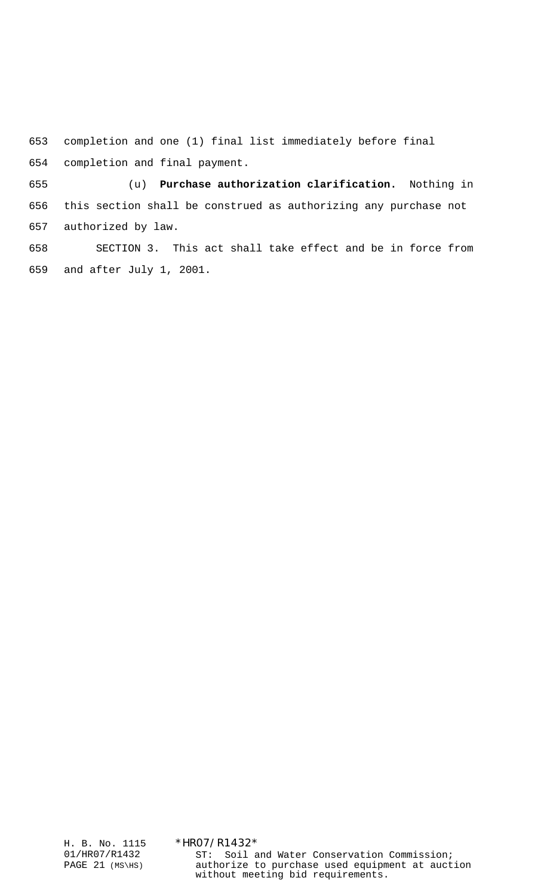completion and one (1) final list immediately before final completion and final payment.

(u) **Purchase authorization clarification.** Nothing in this section shall be construed as authorizing any purchase not authorized by law.

SECTION 3. This act shall take effect and be in force from and after July 1, 2001.

H. B. No. 1115 \*HR07/R1432\*
01/HR07/R1432
ST: Soil and Water Conservation Commission; authorize to purchase used equipment at auction without meeting bid requirements.